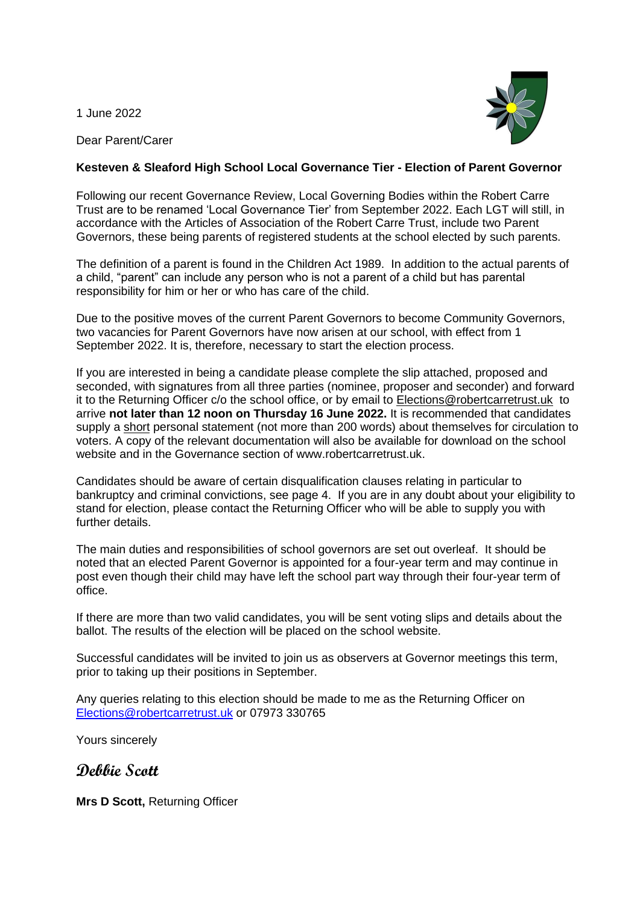1 June 2022

Dear Parent/Carer

**Kesteven & Sleaford High School Local Governance Tier - Election of Parent Governor**

Following our recent Governance Review, Local Governing Bodies within the Robert Carre Trust are to be renamed 'Local Governance Tier' from September 2022. Each LGT will still, in accordance with the Articles of Association of the Robert Carre Trust, include two Parent Governors, these being parents of registered students at the school elected by such parents.

The definition of a parent is found in the Children Act 1989. In addition to the actual parents of a child, "parent" can include any person who is not a parent of a child but has parental responsibility for him or her or who has care of the child.

Due to the positive moves of the current Parent Governors to become Community Governors, two vacancies for Parent Governors have now arisen at our school, with effect from 1 September 2022. It is, therefore, necessary to start the election process.

If you are interested in being a candidate please complete the slip attached, proposed and seconded, with signatures from all three parties (nominee, proposer and seconder) and forward it to the Returning Officer c/o the school office, or by email to Elections@robertcarretrust.uk to arrive **not later than 12 noon on Thursday 16 June 2022.** It is recommended that candidates supply a short personal statement (not more than 200 words) about themselves for circulation to voters. A copy of the relevant documentation will also be available for download on the school website and in the Governance section of www.robertcarretrust.uk.

Candidates should be aware of certain disqualification clauses relating in particular to bankruptcy and criminal convictions, see page 4. If you are in any doubt about your eligibility to stand for election, please contact the Returning Officer who will be able to supply you with further details.

The main duties and responsibilities of school governors are set out overleaf. It should be noted that an elected Parent Governor is appointed for a four-year term and may continue in post even though their child may have left the school part way through their four-year term of office.

If there are more than two valid candidates, you will be sent voting slips and details about the ballot. The results of the election will be placed on the school website.

Successful candidates will be invited to join us as observers at Governor meetings this term, prior to taking up their positions in September.

Any queries relating to this election should be made to me as the Returning Officer on Elections@robertcarretrust.uk or 07973 330765

Yours sincerely

*Debbie Scott*

**Mrs D Scott,** Returning Officer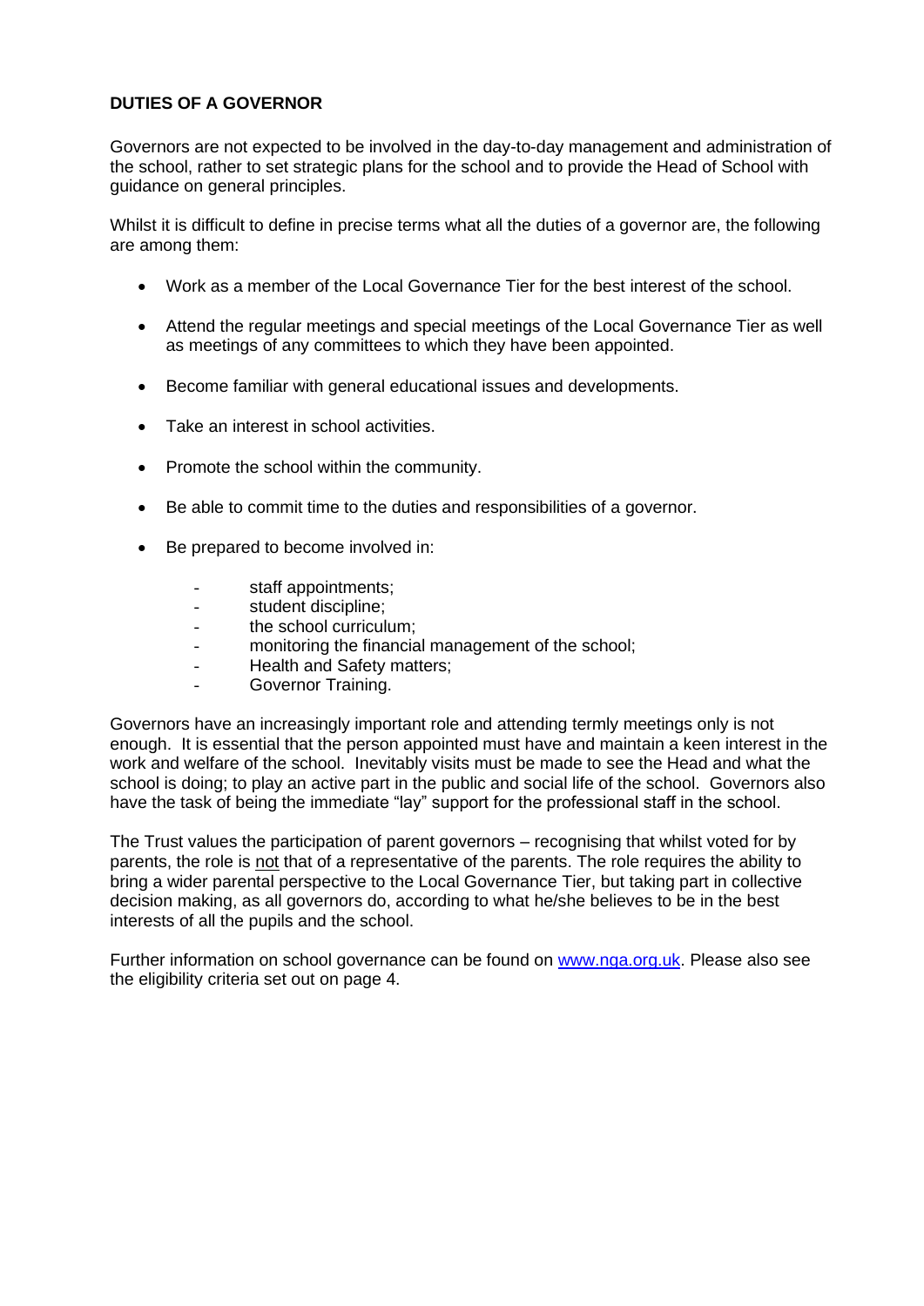**DUTIES OF A GOVERNOR**

Governors are not expected to be involved in the day-to-day management and administration of the school, rather to set strategic plans for the school and to provide the Head of School with guidance on general principles.

Whilst it is difficult to define in precise terms what all the duties of a governor are, the following are among them:

- Work as a member of the Local Governance Tier for the best interest of the school.
- Attend the regular meetings and special meetings of the Local Governance Tier as well as meetings of any committees to which they have been appointed.
- Become familiar with general educational issues and developments.
- Take an interest in school activities.
- Promote the school within the community.
- Be able to commit time to the duties and responsibilities of a governor.
- Be prepared to become involved in:
  - staff appointments;
  - student discipline;
  - the school curriculum;
  - monitoring the financial management of the school;
  - Health and Safety matters;
  - Governor Training.

Governors have an increasingly important role and attending termly meetings only is not enough. It is essential that the person appointed must have and maintain a keen interest in the work and welfare of the school. Inevitably visits must be made to see the Head and what the school is doing; to play an active part in the public and social life of the school. Governors also have the task of being the immediate "lay" support for the professional staff in the school.

The Trust values the participation of parent governors – recognising that whilst voted for by parents, the role is <u>not</u> that of a representative of the parents. The role requires the ability to bring a wider parental perspective to the Local Governance Tier, but taking part in collective decision making, as all governors do, according to what he/she believes to be in the best interests of all the pupils and the school.

Further information on school governance can be found on [www.nga.org.uk](http://www.nga.org.uk). Please also see the eligibility criteria set out on page 4.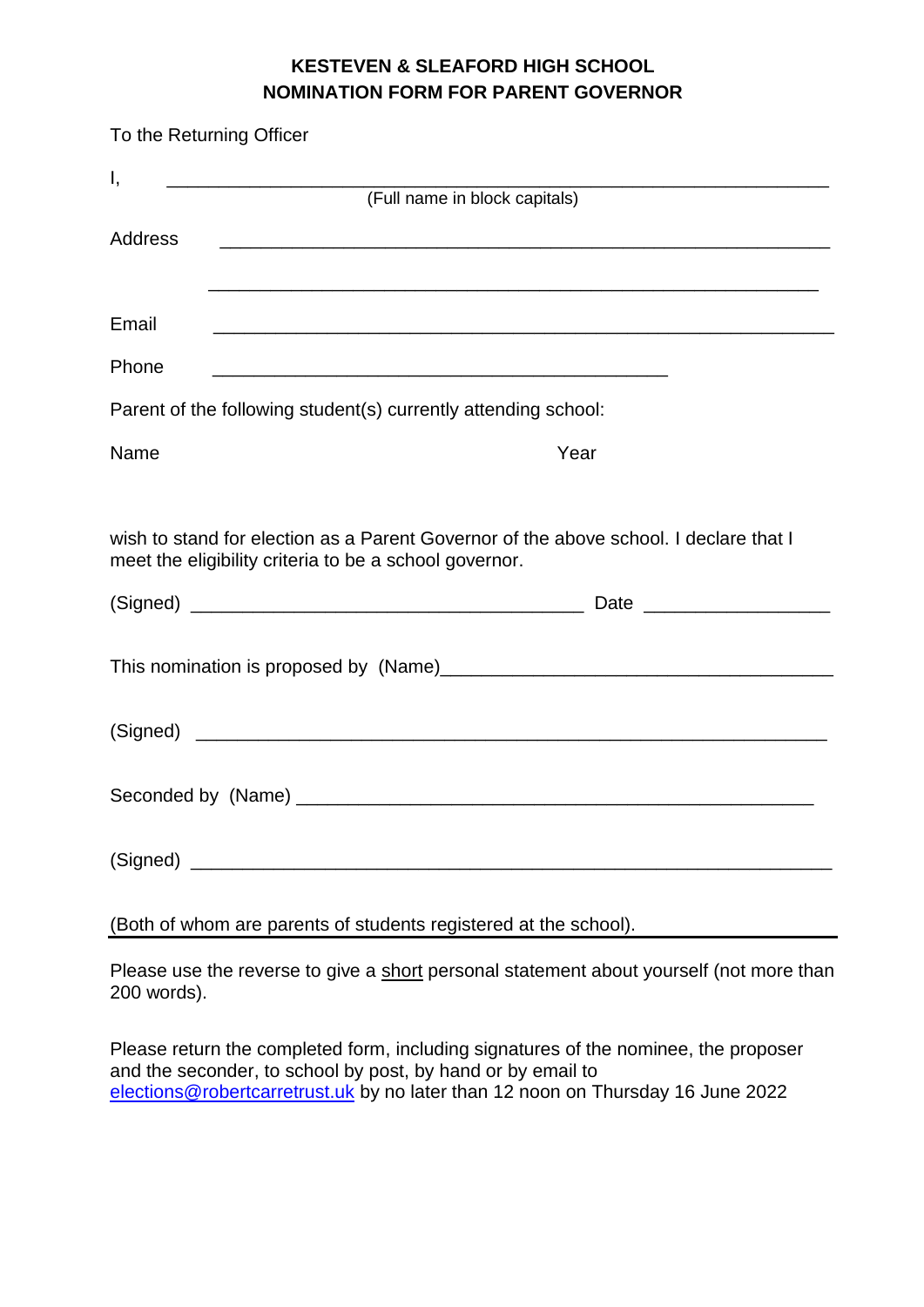# KESTEVEN & SLEAFORD HIGH SCHOOL
## NOMINATION FORM FOR PARENT GOVERNOR

To the Returning Officer

I, ____________________________________________________________
(Full name in block capitals)

Address ____________________________________________________________

____________________________________________________________

Email ____________________________________________________________

Phone ____________________________________________

Parent of the following student(s) currently attending school:

Name Year

wish to stand for election as a Parent Governor of the above school. I declare that I meet the eligibility criteria to be a school governor.

(Signed) ______________________________________ Date __________________

This nomination is proposed by (Name)______________________________________

(Signed) ____________________________________________________________

Seconded by (Name) __________________________________________________

(Signed) ____________________________________________________________

(Both of whom are parents of students registered at the school).

---

Please use the reverse to give a short personal statement about yourself (not more than 200 words).

Please return the completed form, including signatures of the nominee, the proposer and the seconder, to school by post, by hand or by email to elections@robertcarretrust.uk by no later than 12 noon on Thursday 16 June 2022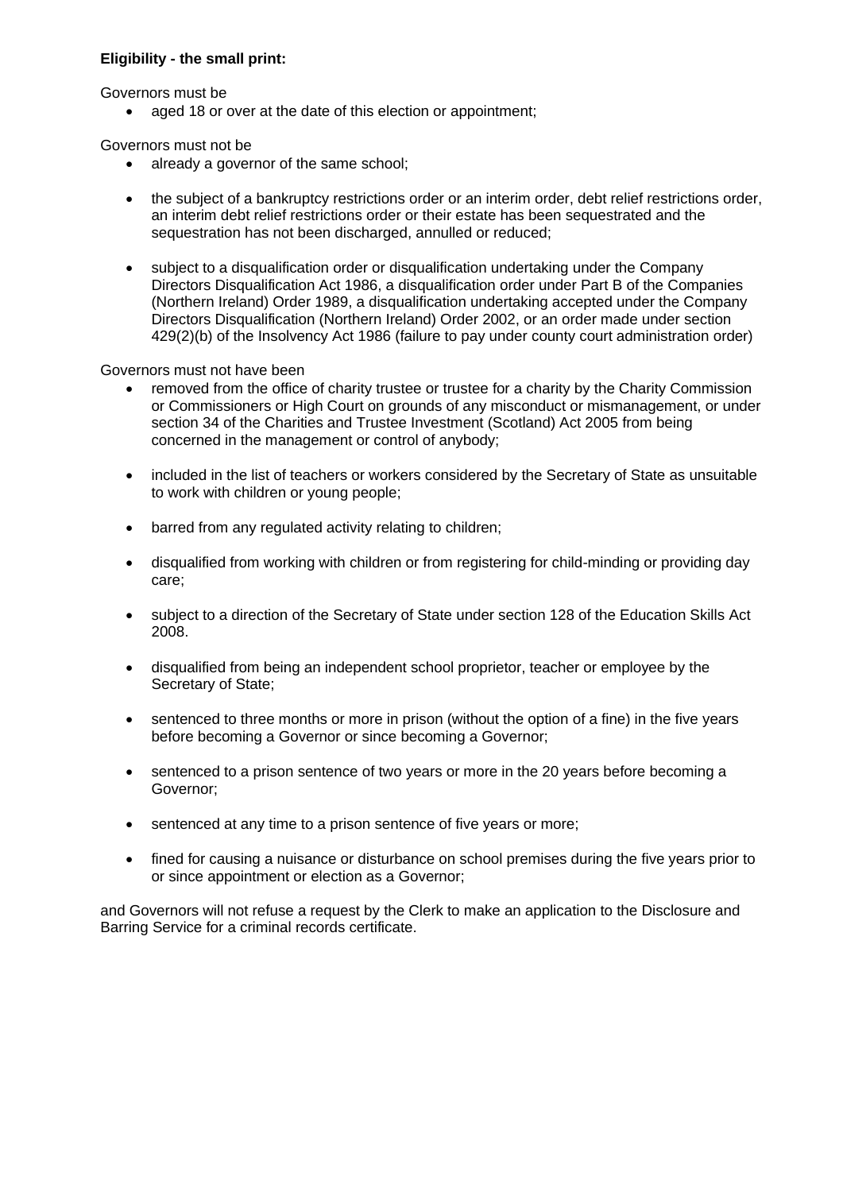**Eligibility - the small print:**

Governors must be

- aged 18 or over at the date of this election or appointment;

Governors must not be

- already a governor of the same school;
- the subject of a bankruptcy restrictions order or an interim order, debt relief restrictions order, an interim debt relief restrictions order or their estate has been sequestrated and the sequestration has not been discharged, annulled or reduced;
- subject to a disqualification order or disqualification undertaking under the Company Directors Disqualification Act 1986, a disqualification order under Part B of the Companies (Northern Ireland) Order 1989, a disqualification undertaking accepted under the Company Directors Disqualification (Northern Ireland) Order 2002, or an order made under section 429(2)(b) of the Insolvency Act 1986 (failure to pay under county court administration order)

Governors must not have been

- removed from the office of charity trustee or trustee for a charity by the Charity Commission or Commissioners or High Court on grounds of any misconduct or mismanagement, or under section 34 of the Charities and Trustee Investment (Scotland) Act 2005 from being concerned in the management or control of anybody;
- included in the list of teachers or workers considered by the Secretary of State as unsuitable to work with children or young people;
- barred from any regulated activity relating to children;
- disqualified from working with children or from registering for child-minding or providing day care;
- subject to a direction of the Secretary of State under section 128 of the Education Skills Act 2008.
- disqualified from being an independent school proprietor, teacher or employee by the Secretary of State;
- sentenced to three months or more in prison (without the option of a fine) in the five years before becoming a Governor or since becoming a Governor;
- sentenced to a prison sentence of two years or more in the 20 years before becoming a Governor;
- sentenced at any time to a prison sentence of five years or more;
- fined for causing a nuisance or disturbance on school premises during the five years prior to or since appointment or election as a Governor;

and Governors will not refuse a request by the Clerk to make an application to the Disclosure and Barring Service for a criminal records certificate.